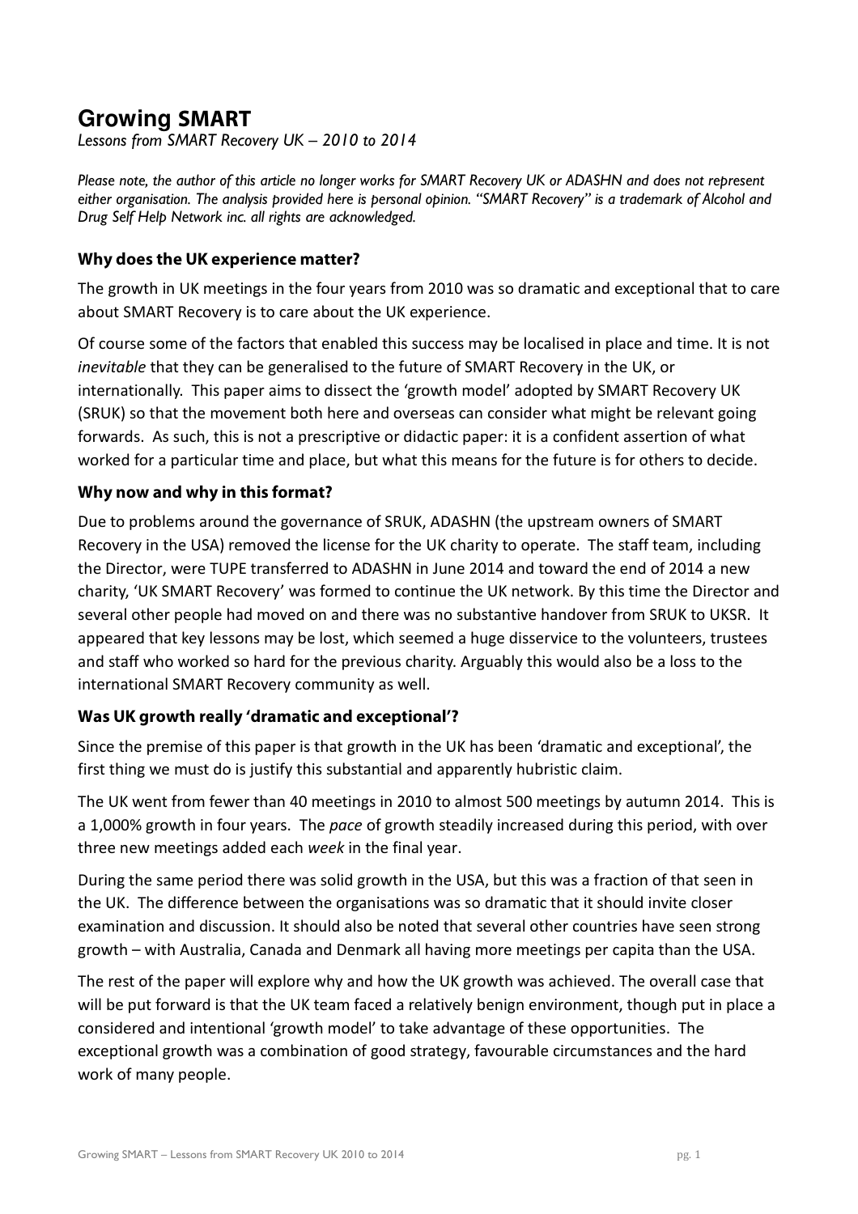# Growing SMART

*Lessons from SMART Recovery UK – 2010 to 2014*

*Please note, the author of this article no longer works for SMART Recovery UK or ADASHN and does not represent either organisation. The analysis provided here is personal opinion. "SMART Recovery" is a trademark of Alcohol and Drug Self Help Network inc. all rights are acknowledged.*

## Why does the UK experience matter?

The growth in UK meetings in the four years from 2010 was so dramatic and exceptional that to care about SMART Recovery is to care about the UK experience.

Of course some of the factors that enabled this success may be localised in place and time. It is not *inevitable* that they can be generalised to the future of SMART Recovery in the UK, or internationally. This paper aims to dissect the 'growth model' adopted by SMART Recovery UK (SRUK) so that the movement both here and overseas can consider what might be relevant going forwards. As such, this is not a prescriptive or didactic paper: it is a confident assertion of what worked for a particular time and place, but what this means for the future is for others to decide.

## Why now and why in this format?

Due to problems around the governance of SRUK, ADASHN (the upstream owners of SMART Recovery in the USA) removed the license for the UK charity to operate. The staff team, including the Director, were TUPE transferred to ADASHN in June 2014 and toward the end of 2014 a new charity, 'UK SMART Recovery' was formed to continue the UK network. By this time the Director and several other people had moved on and there was no substantive handover from SRUK to UKSR. It appeared that key lessons may be lost, which seemed a huge disservice to the volunteers, trustees and staff who worked so hard for the previous charity. Arguably this would also be a loss to the international SMART Recovery community as well.

## Was UK growth really 'dramatic and exceptional'?

Since the premise of this paper is that growth in the UK has been 'dramatic and exceptional', the first thing we must do is justify this substantial and apparently hubristic claim.

The UK went from fewer than 40 meetings in 2010 to almost 500 meetings by autumn 2014. This is a 1,000% growth in four years. The *pace* of growth steadily increased during this period, with over three new meetings added each *week* in the final year.

During the same period there was solid growth in the USA, but this was a fraction of that seen in the UK. The difference between the organisations was so dramatic that it should invite closer examination and discussion. It should also be noted that several other countries have seen strong growth – with Australia, Canada and Denmark all having more meetings per capita than the USA.

The rest of the paper will explore why and how the UK growth was achieved. The overall case that will be put forward is that the UK team faced a relatively benign environment, though put in place a considered and intentional 'growth model' to take advantage of these opportunities. The exceptional growth was a combination of good strategy, favourable circumstances and the hard work of many people.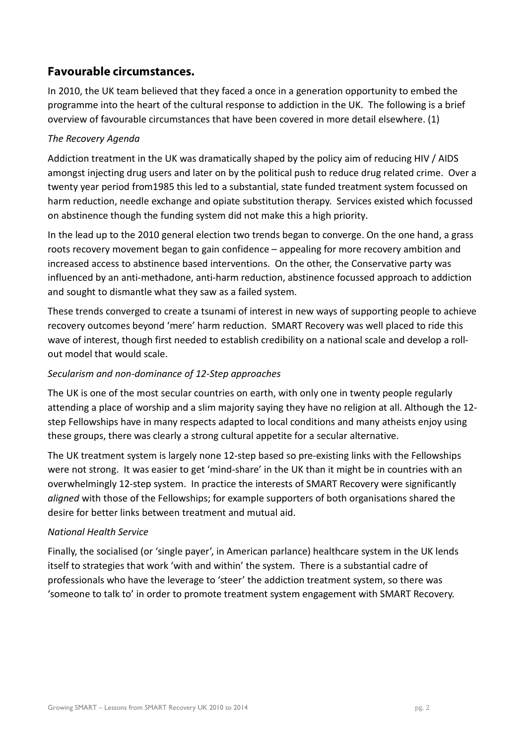## Favourable circumstances.

In 2010, the UK team believed that they faced a once in a generation opportunity to embed the programme into the heart of the cultural response to addiction in the UK. The following is a brief overview of favourable circumstances that have been covered in more detail elsewhere. (1)

*The Recovery Agenda*

Addiction treatment in the UK was dramatically shaped by the policy aim of reducing HIV / AIDS amongst injecting drug users and later on by the political push to reduce drug related crime. Over a twenty year period from1985 this led to a substantial, state funded treatment system focussed on harm reduction, needle exchange and opiate substitution therapy. Services existed which focussed on abstinence though the funding system did not make this a high priority.

In the lead up to the 2010 general election two trends began to converge. On the one hand, a grass roots recovery movement began to gain confidence – appealing for more recovery ambition and increased access to abstinence based interventions. On the other, the Conservative party was influenced by an anti-methadone, anti-harm reduction, abstinence focussed approach to addiction and sought to dismantle what they saw as a failed system.

These trends converged to create a tsunami of interest in new ways of supporting people to achieve recovery outcomes beyond 'mere' harm reduction. SMART Recovery was well placed to ride this wave of interest, though first needed to establish credibility on a national scale and develop a roll-out model that would scale.

*Secularism and non-dominance of 12-Step approaches*

The UK is one of the most secular countries on earth, with only one in twenty people regularly attending a place of worship and a slim majority saying they have no religion at all. Although the 12-step Fellowships have in many respects adapted to local conditions and many atheists enjoy using these groups, there was clearly a strong cultural appetite for a secular alternative.

The UK treatment system is largely none 12-step based so pre-existing links with the Fellowships were not strong. It was easier to get 'mind-share' in the UK than it might be in countries with an overwhelmingly 12-step system. In practice the interests of SMART Recovery were significantly *aligned* with those of the Fellowships; for example supporters of both organisations shared the desire for better links between treatment and mutual aid.

*National Health Service*

Finally, the socialised (or 'single payer', in American parlance) healthcare system in the UK lends itself to strategies that work 'with and within' the system. There is a substantial cadre of professionals who have the leverage to 'steer' the addiction treatment system, so there was 'someone to talk to' in order to promote treatment system engagement with SMART Recovery.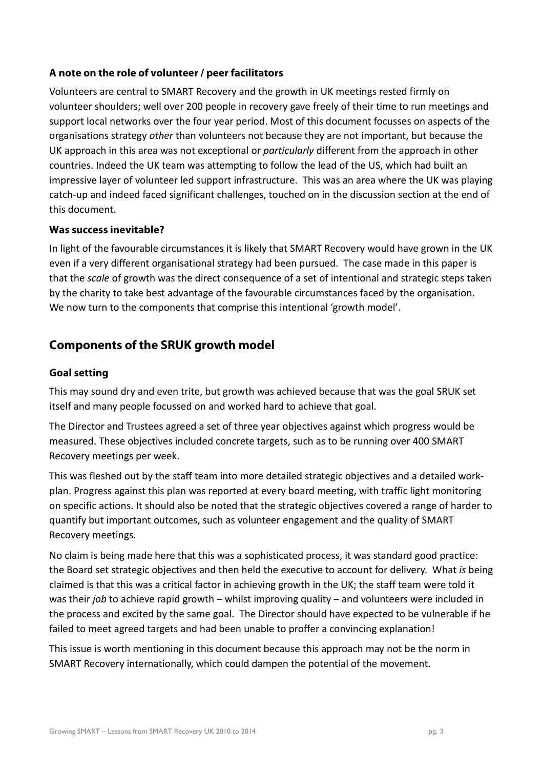### A note on the role of volunteer / peer facilitators

Volunteers are central to SMART Recovery and the growth in UK meetings rested firmly on volunteer shoulders; well over 200 people in recovery gave freely of their time to run meetings and support local networks over the four year period. Most of this document focusses on aspects of the organisations strategy *other* than volunteers not because they are not important, but because the UK approach in this area was not exceptional or *particularly* different from the approach in other countries. Indeed the UK team was attempting to follow the lead of the US, which had built an impressive layer of volunteer led support infrastructure. This was an area where the UK was playing catch-up and indeed faced significant challenges, touched on in the discussion section at the end of this document.

### Was success inevitable?

In light of the favourable circumstances it is likely that SMART Recovery would have grown in the UK even if a very different organisational strategy had been pursued. The case made in this paper is that the *scale* of growth was the direct consequence of a set of intentional and strategic steps taken by the charity to take best advantage of the favourable circumstances faced by the organisation. We now turn to the components that comprise this intentional 'growth model'.

## Components of the SRUK growth model

### Goal setting

This may sound dry and even trite, but growth was achieved because that was the goal SRUK set itself and many people focussed on and worked hard to achieve that goal.

The Director and Trustees agreed a set of three year objectives against which progress would be measured. These objectives included concrete targets, such as to be running over 400 SMART Recovery meetings per week.

This was fleshed out by the staff team into more detailed strategic objectives and a detailed work-plan. Progress against this plan was reported at every board meeting, with traffic light monitoring on specific actions. It should also be noted that the strategic objectives covered a range of harder to quantify but important outcomes, such as volunteer engagement and the quality of SMART Recovery meetings.

No claim is being made here that this was a sophisticated process, it was standard good practice: the Board set strategic objectives and then held the executive to account for delivery. What *is* being claimed is that this was a critical factor in achieving growth in the UK; the staff team were told it was their *job* to achieve rapid growth – whilst improving quality – and volunteers were included in the process and excited by the same goal. The Director should have expected to be vulnerable if he failed to meet agreed targets and had been unable to proffer a convincing explanation!

This issue is worth mentioning in this document because this approach may not be the norm in SMART Recovery internationally, which could dampen the potential of the movement.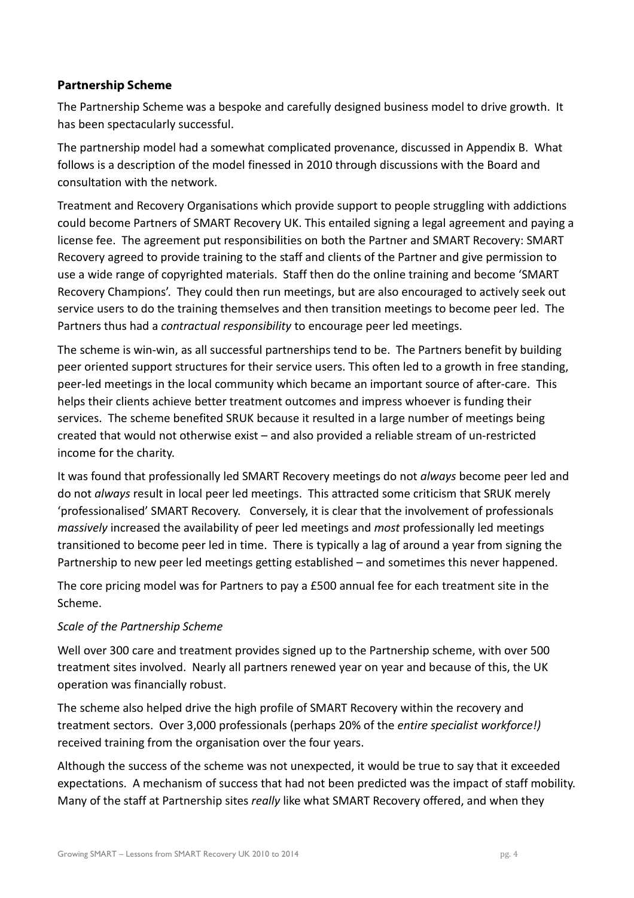## Partnership Scheme

The Partnership Scheme was a bespoke and carefully designed business model to drive growth. It has been spectacularly successful.

The partnership model had a somewhat complicated provenance, discussed in Appendix B. What follows is a description of the model finessed in 2010 through discussions with the Board and consultation with the network.

Treatment and Recovery Organisations which provide support to people struggling with addictions could become Partners of SMART Recovery UK. This entailed signing a legal agreement and paying a license fee. The agreement put responsibilities on both the Partner and SMART Recovery: SMART Recovery agreed to provide training to the staff and clients of the Partner and give permission to use a wide range of copyrighted materials. Staff then do the online training and become 'SMART Recovery Champions'. They could then run meetings, but are also encouraged to actively seek out service users to do the training themselves and then transition meetings to become peer led. The Partners thus had a *contractual responsibility* to encourage peer led meetings.

The scheme is win-win, as all successful partnerships tend to be. The Partners benefit by building peer oriented support structures for their service users. This often led to a growth in free standing, peer-led meetings in the local community which became an important source of after-care. This helps their clients achieve better treatment outcomes and impress whoever is funding their services. The scheme benefited SRUK because it resulted in a large number of meetings being created that would not otherwise exist – and also provided a reliable stream of un-restricted income for the charity.

It was found that professionally led SMART Recovery meetings do not *always* become peer led and do not *always* result in local peer led meetings. This attracted some criticism that SRUK merely 'professionalised' SMART Recovery. Conversely, it is clear that the involvement of professionals *massively* increased the availability of peer led meetings and *most* professionally led meetings transitioned to become peer led in time. There is typically a lag of around a year from signing the Partnership to new peer led meetings getting established – and sometimes this never happened.

The core pricing model was for Partners to pay a £500 annual fee for each treatment site in the Scheme.

*Scale of the Partnership Scheme*

Well over 300 care and treatment provides signed up to the Partnership scheme, with over 500 treatment sites involved. Nearly all partners renewed year on year and because of this, the UK operation was financially robust.

The scheme also helped drive the high profile of SMART Recovery within the recovery and treatment sectors. Over 3,000 professionals (perhaps 20% of the *entire specialist workforce!)* received training from the organisation over the four years.

Although the success of the scheme was not unexpected, it would be true to say that it exceeded expectations. A mechanism of success that had not been predicted was the impact of staff mobility. Many of the staff at Partnership sites *really* like what SMART Recovery offered, and when they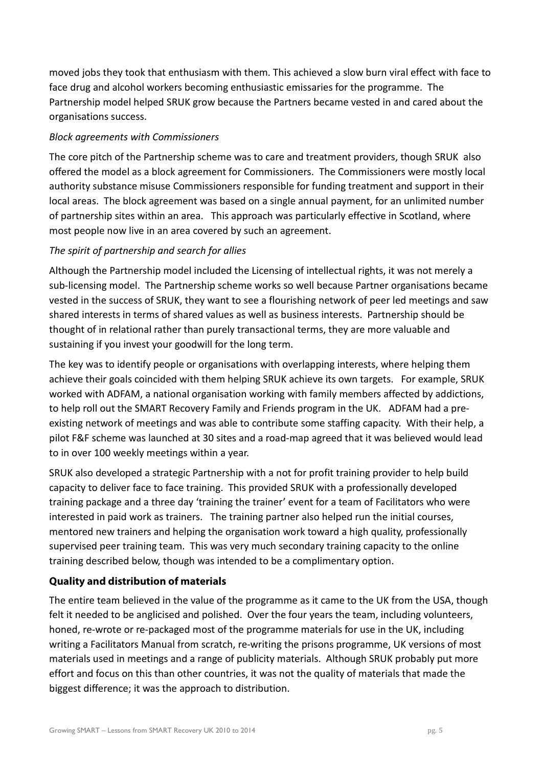moved jobs they took that enthusiasm with them. This achieved a slow burn viral effect with face to face drug and alcohol workers becoming enthusiastic emissaries for the programme. The Partnership model helped SRUK grow because the Partners became vested in and cared about the organisations success.

*Block agreements with Commissioners*

The core pitch of the Partnership scheme was to care and treatment providers, though SRUK also offered the model as a block agreement for Commissioners. The Commissioners were mostly local authority substance misuse Commissioners responsible for funding treatment and support in their local areas. The block agreement was based on a single annual payment, for an unlimited number of partnership sites within an area. This approach was particularly effective in Scotland, where most people now live in an area covered by such an agreement.

*The spirit of partnership and search for allies*

Although the Partnership model included the Licensing of intellectual rights, it was not merely a sub-licensing model. The Partnership scheme works so well because Partner organisations became vested in the success of SRUK, they want to see a flourishing network of peer led meetings and saw shared interests in terms of shared values as well as business interests. Partnership should be thought of in relational rather than purely transactional terms, they are more valuable and sustaining if you invest your goodwill for the long term.

The key was to identify people or organisations with overlapping interests, where helping them achieve their goals coincided with them helping SRUK achieve its own targets. For example, SRUK worked with ADFAM, a national organisation working with family members affected by addictions, to help roll out the SMART Recovery Family and Friends program in the UK. ADFAM had a pre-existing network of meetings and was able to contribute some staffing capacity. With their help, a pilot F&F scheme was launched at 30 sites and a road-map agreed that it was believed would lead to in over 100 weekly meetings within a year.

SRUK also developed a strategic Partnership with a not for profit training provider to help build capacity to deliver face to face training. This provided SRUK with a professionally developed training package and a three day 'training the trainer' event for a team of Facilitators who were interested in paid work as trainers. The training partner also helped run the initial courses, mentored new trainers and helping the organisation work toward a high quality, professionally supervised peer training team. This was very much secondary training capacity to the online training described below, though was intended to be a complimentary option.

### Quality and distribution of materials

The entire team believed in the value of the programme as it came to the UK from the USA, though felt it needed to be anglicised and polished. Over the four years the team, including volunteers, honed, re-wrote or re-packaged most of the programme materials for use in the UK, including writing a Facilitators Manual from scratch, re-writing the prisons programme, UK versions of most materials used in meetings and a range of publicity materials. Although SRUK probably put more effort and focus on this than other countries, it was not the quality of materials that made the biggest difference; it was the approach to distribution.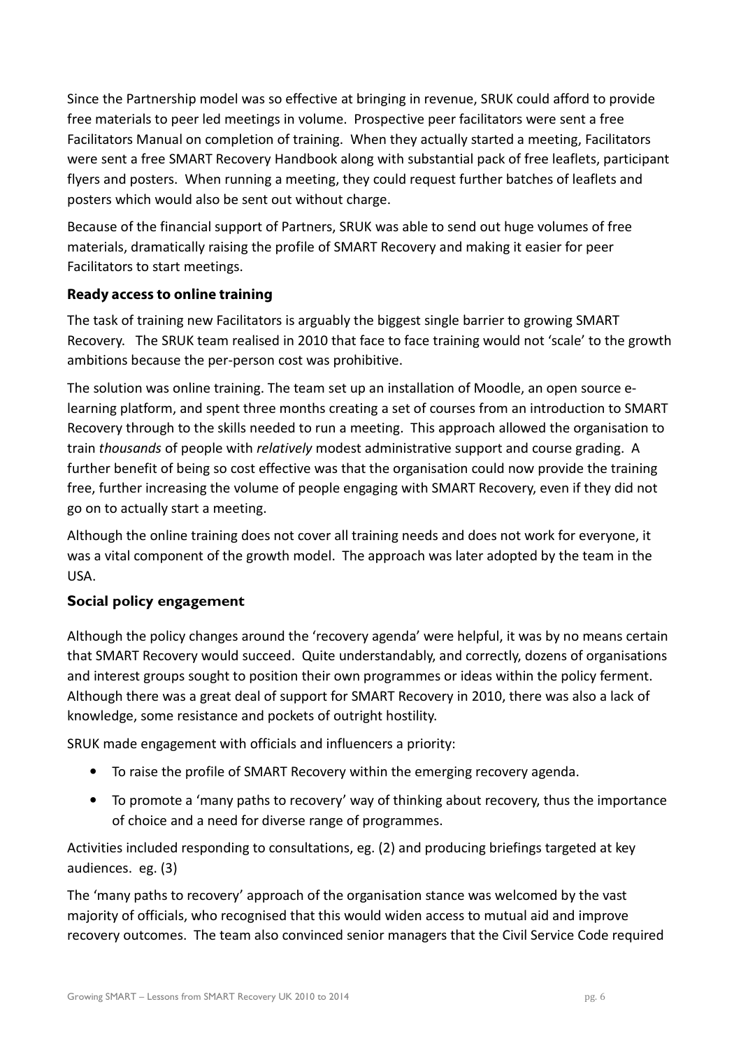Since the Partnership model was so effective at bringing in revenue, SRUK could afford to provide free materials to peer led meetings in volume. Prospective peer facilitators were sent a free Facilitators Manual on completion of training. When they actually started a meeting, Facilitators were sent a free SMART Recovery Handbook along with substantial pack of free leaflets, participant flyers and posters. When running a meeting, they could request further batches of leaflets and posters which would also be sent out without charge.

Because of the financial support of Partners, SRUK was able to send out huge volumes of free materials, dramatically raising the profile of SMART Recovery and making it easier for peer Facilitators to start meetings.

### Ready access to online training

The task of training new Facilitators is arguably the biggest single barrier to growing SMART Recovery. The SRUK team realised in 2010 that face to face training would not 'scale' to the growth ambitions because the per-person cost was prohibitive.

The solution was online training. The team set up an installation of Moodle, an open source e-learning platform, and spent three months creating a set of courses from an introduction to SMART Recovery through to the skills needed to run a meeting. This approach allowed the organisation to train *thousands* of people with *relatively* modest administrative support and course grading. A further benefit of being so cost effective was that the organisation could now provide the training free, further increasing the volume of people engaging with SMART Recovery, even if they did not go on to actually start a meeting.

Although the online training does not cover all training needs and does not work for everyone, it was a vital component of the growth model. The approach was later adopted by the team in the USA.

### Social policy engagement

Although the policy changes around the 'recovery agenda' were helpful, it was by no means certain that SMART Recovery would succeed. Quite understandably, and correctly, dozens of organisations and interest groups sought to position their own programmes or ideas within the policy ferment. Although there was a great deal of support for SMART Recovery in 2010, there was also a lack of knowledge, some resistance and pockets of outright hostility.

SRUK made engagement with officials and influencers a priority:

- To raise the profile of SMART Recovery within the emerging recovery agenda.
- To promote a 'many paths to recovery' way of thinking about recovery, thus the importance of choice and a need for diverse range of programmes.

Activities included responding to consultations, eg. (2) and producing briefings targeted at key audiences. eg. (3)

The 'many paths to recovery' approach of the organisation stance was welcomed by the vast majority of officials, who recognised that this would widen access to mutual aid and improve recovery outcomes. The team also convinced senior managers that the Civil Service Code required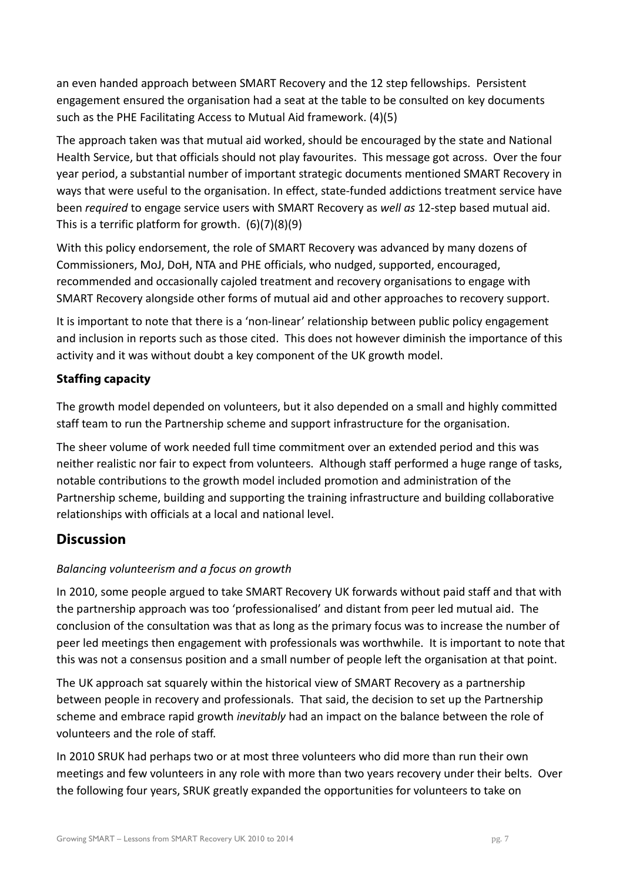an even handed approach between SMART Recovery and the 12 step fellowships. Persistent engagement ensured the organisation had a seat at the table to be consulted on key documents such as the PHE Facilitating Access to Mutual Aid framework. (4)(5)

The approach taken was that mutual aid worked, should be encouraged by the state and National Health Service, but that officials should not play favourites. This message got across. Over the four year period, a substantial number of important strategic documents mentioned SMART Recovery in ways that were useful to the organisation. In effect, state-funded addictions treatment service have been *required* to engage service users with SMART Recovery as *well as* 12-step based mutual aid. This is a terrific platform for growth. (6)(7)(8)(9)

With this policy endorsement, the role of SMART Recovery was advanced by many dozens of Commissioners, MoJ, DoH, NTA and PHE officials, who nudged, supported, encouraged, recommended and occasionally cajoled treatment and recovery organisations to engage with SMART Recovery alongside other forms of mutual aid and other approaches to recovery support.

It is important to note that there is a 'non-linear' relationship between public policy engagement and inclusion in reports such as those cited. This does not however diminish the importance of this activity and it was without doubt a key component of the UK growth model.

### Staffing capacity

The growth model depended on volunteers, but it also depended on a small and highly committed staff team to run the Partnership scheme and support infrastructure for the organisation.

The sheer volume of work needed full time commitment over an extended period and this was neither realistic nor fair to expect from volunteers. Although staff performed a huge range of tasks, notable contributions to the growth model included promotion and administration of the Partnership scheme, building and supporting the training infrastructure and building collaborative relationships with officials at a local and national level.

## Discussion

*Balancing volunteerism and a focus on growth*

In 2010, some people argued to take SMART Recovery UK forwards without paid staff and that with the partnership approach was too 'professionalised' and distant from peer led mutual aid. The conclusion of the consultation was that as long as the primary focus was to increase the number of peer led meetings then engagement with professionals was worthwhile. It is important to note that this was not a consensus position and a small number of people left the organisation at that point.

The UK approach sat squarely within the historical view of SMART Recovery as a partnership between people in recovery and professionals. That said, the decision to set up the Partnership scheme and embrace rapid growth *inevitably* had an impact on the balance between the role of volunteers and the role of staff.

In 2010 SRUK had perhaps two or at most three volunteers who did more than run their own meetings and few volunteers in any role with more than two years recovery under their belts. Over the following four years, SRUK greatly expanded the opportunities for volunteers to take on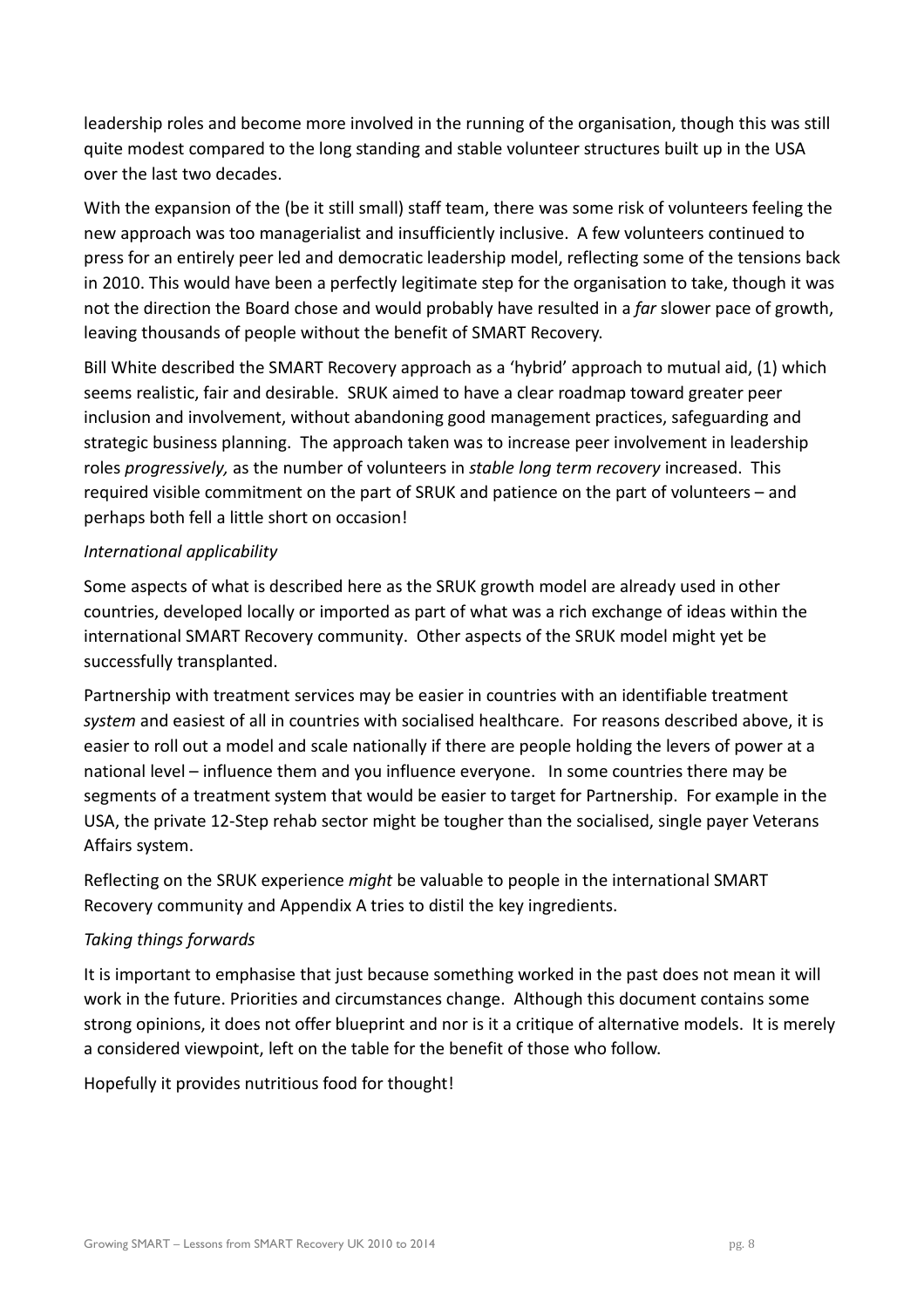leadership roles and become more involved in the running of the organisation, though this was still quite modest compared to the long standing and stable volunteer structures built up in the USA over the last two decades.

With the expansion of the (be it still small) staff team, there was some risk of volunteers feeling the new approach was too managerialist and insufficiently inclusive. A few volunteers continued to press for an entirely peer led and democratic leadership model, reflecting some of the tensions back in 2010. This would have been a perfectly legitimate step for the organisation to take, though it was not the direction the Board chose and would probably have resulted in a *far* slower pace of growth, leaving thousands of people without the benefit of SMART Recovery.

Bill White described the SMART Recovery approach as a 'hybrid' approach to mutual aid, (1) which seems realistic, fair and desirable. SRUK aimed to have a clear roadmap toward greater peer inclusion and involvement, without abandoning good management practices, safeguarding and strategic business planning. The approach taken was to increase peer involvement in leadership roles *progressively,* as the number of volunteers in *stable long term recovery* increased. This required visible commitment on the part of SRUK and patience on the part of volunteers – and perhaps both fell a little short on occasion!

*International applicability*

Some aspects of what is described here as the SRUK growth model are already used in other countries, developed locally or imported as part of what was a rich exchange of ideas within the international SMART Recovery community. Other aspects of the SRUK model might yet be successfully transplanted.

Partnership with treatment services may be easier in countries with an identifiable treatment *system* and easiest of all in countries with socialised healthcare. For reasons described above, it is easier to roll out a model and scale nationally if there are people holding the levers of power at a national level – influence them and you influence everyone. In some countries there may be segments of a treatment system that would be easier to target for Partnership. For example in the USA, the private 12-Step rehab sector might be tougher than the socialised, single payer Veterans Affairs system.

Reflecting on the SRUK experience *might* be valuable to people in the international SMART Recovery community and Appendix A tries to distil the key ingredients.

*Taking things forwards*

It is important to emphasise that just because something worked in the past does not mean it will work in the future. Priorities and circumstances change. Although this document contains some strong opinions, it does not offer blueprint and nor is it a critique of alternative models. It is merely a considered viewpoint, left on the table for the benefit of those who follow.

Hopefully it provides nutritious food for thought!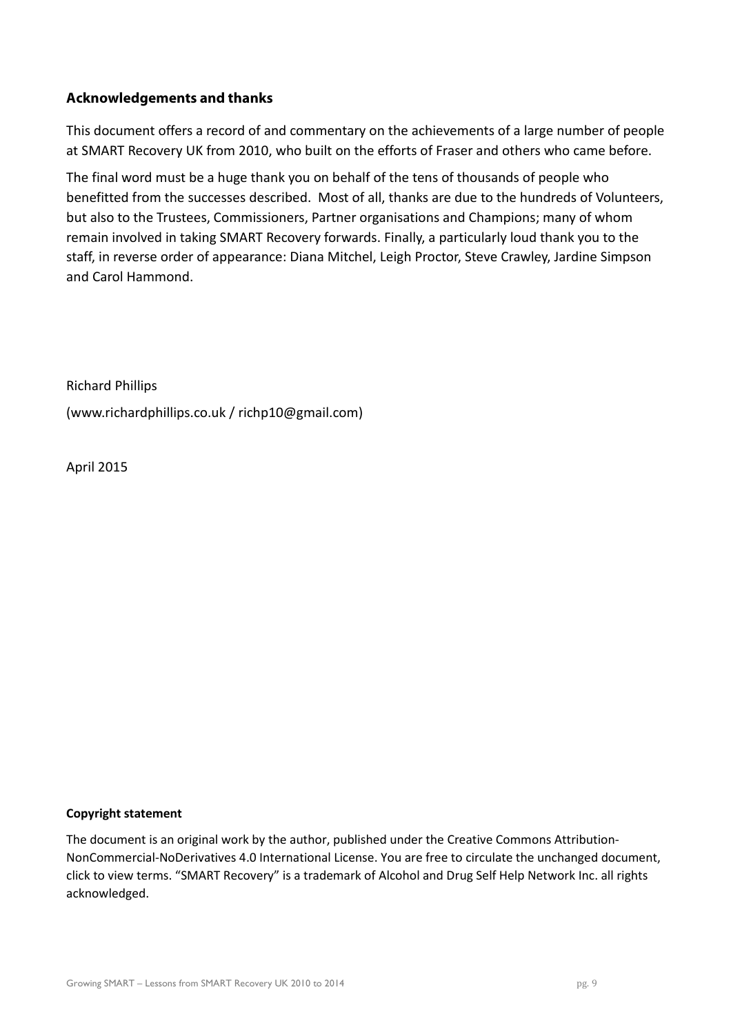## Acknowledgements and thanks

This document offers a record of and commentary on the achievements of a large number of people at SMART Recovery UK from 2010, who built on the efforts of Fraser and others who came before.

The final word must be a huge thank you on behalf of the tens of thousands of people who benefitted from the successes described. Most of all, thanks are due to the hundreds of Volunteers, but also to the Trustees, Commissioners, Partner organisations and Champions; many of whom remain involved in taking SMART Recovery forwards. Finally, a particularly loud thank you to the staff, in reverse order of appearance: Diana Mitchel, Leigh Proctor, Steve Crawley, Jardine Simpson and Carol Hammond.

Richard Phillips

(www.richardphillips.co.uk / richp10@gmail.com)

April 2015

**Copyright statement**

The document is an original work by the author, published under the Creative Commons Attribution-NonCommercial-NoDerivatives 4.0 International License. You are free to circulate the unchanged document, click to view terms. "SMART Recovery" is a trademark of Alcohol and Drug Self Help Network Inc. all rights acknowledged.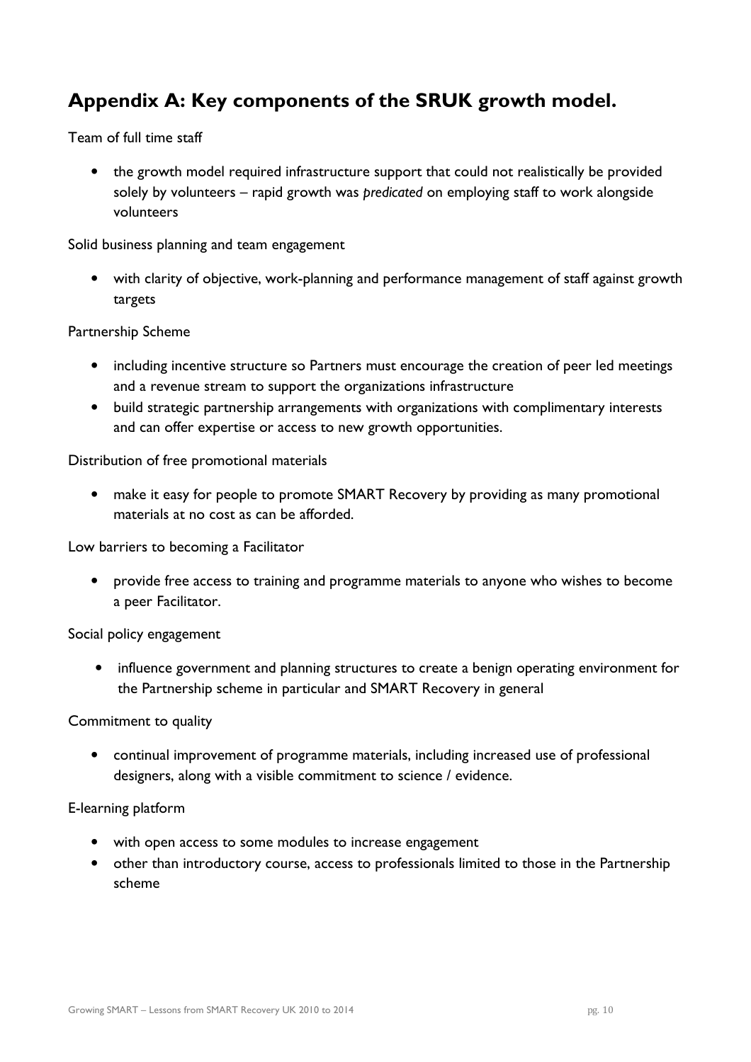## Appendix A: Key components of the SRUK growth model.

Team of full time staff

- the growth model required infrastructure support that could not realistically be provided solely by volunteers – rapid growth was *predicated* on employing staff to work alongside volunteers

Solid business planning and team engagement

- with clarity of objective, work-planning and performance management of staff against growth targets

Partnership Scheme

- including incentive structure so Partners must encourage the creation of peer led meetings and a revenue stream to support the organizations infrastructure
- build strategic partnership arrangements with organizations with complimentary interests and can offer expertise or access to new growth opportunities.

Distribution of free promotional materials

- make it easy for people to promote SMART Recovery by providing as many promotional materials at no cost as can be afforded.

Low barriers to becoming a Facilitator

- provide free access to training and programme materials to anyone who wishes to become a peer Facilitator.

Social policy engagement

- influence government and planning structures to create a benign operating environment for the Partnership scheme in particular and SMART Recovery in general

Commitment to quality

- continual improvement of programme materials, including increased use of professional designers, along with a visible commitment to science / evidence.

E-learning platform

- with open access to some modules to increase engagement
- other than introductory course, access to professionals limited to those in the Partnership scheme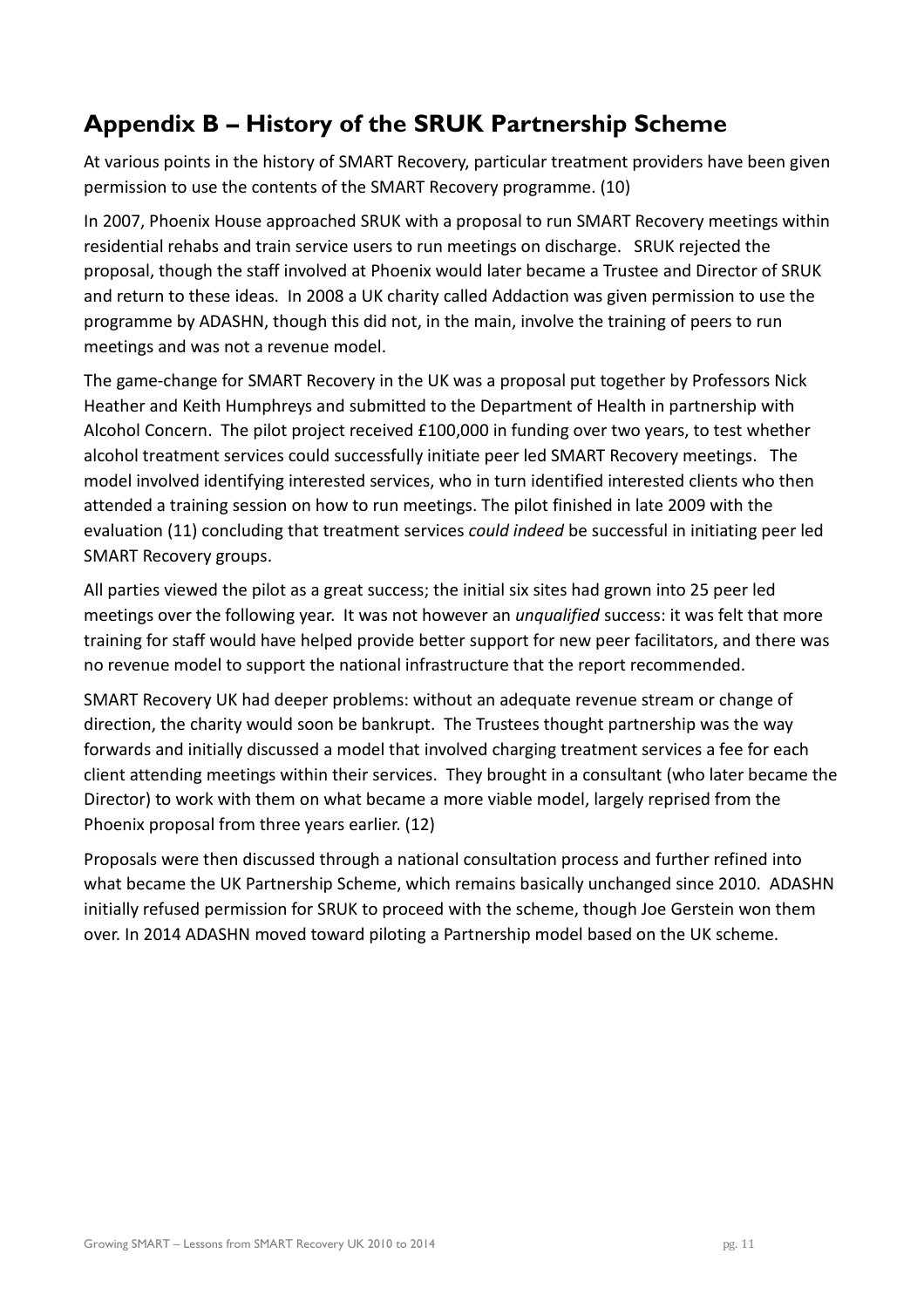## Appendix B – History of the SRUK Partnership Scheme

At various points in the history of SMART Recovery, particular treatment providers have been given permission to use the contents of the SMART Recovery programme. (10)

In 2007, Phoenix House approached SRUK with a proposal to run SMART Recovery meetings within residential rehabs and train service users to run meetings on discharge. SRUK rejected the proposal, though the staff involved at Phoenix would later became a Trustee and Director of SRUK and return to these ideas. In 2008 a UK charity called Addaction was given permission to use the programme by ADASHN, though this did not, in the main, involve the training of peers to run meetings and was not a revenue model.

The game-change for SMART Recovery in the UK was a proposal put together by Professors Nick Heather and Keith Humphreys and submitted to the Department of Health in partnership with Alcohol Concern. The pilot project received £100,000 in funding over two years, to test whether alcohol treatment services could successfully initiate peer led SMART Recovery meetings. The model involved identifying interested services, who in turn identified interested clients who then attended a training session on how to run meetings. The pilot finished in late 2009 with the evaluation (11) concluding that treatment services *could indeed* be successful in initiating peer led SMART Recovery groups.

All parties viewed the pilot as a great success; the initial six sites had grown into 25 peer led meetings over the following year. It was not however an *unqualified* success: it was felt that more training for staff would have helped provide better support for new peer facilitators, and there was no revenue model to support the national infrastructure that the report recommended.

SMART Recovery UK had deeper problems: without an adequate revenue stream or change of direction, the charity would soon be bankrupt. The Trustees thought partnership was the way forwards and initially discussed a model that involved charging treatment services a fee for each client attending meetings within their services. They brought in a consultant (who later became the Director) to work with them on what became a more viable model, largely reprised from the Phoenix proposal from three years earlier. (12)

Proposals were then discussed through a national consultation process and further refined into what became the UK Partnership Scheme, which remains basically unchanged since 2010. ADASHN initially refused permission for SRUK to proceed with the scheme, though Joe Gerstein won them over. In 2014 ADASHN moved toward piloting a Partnership model based on the UK scheme.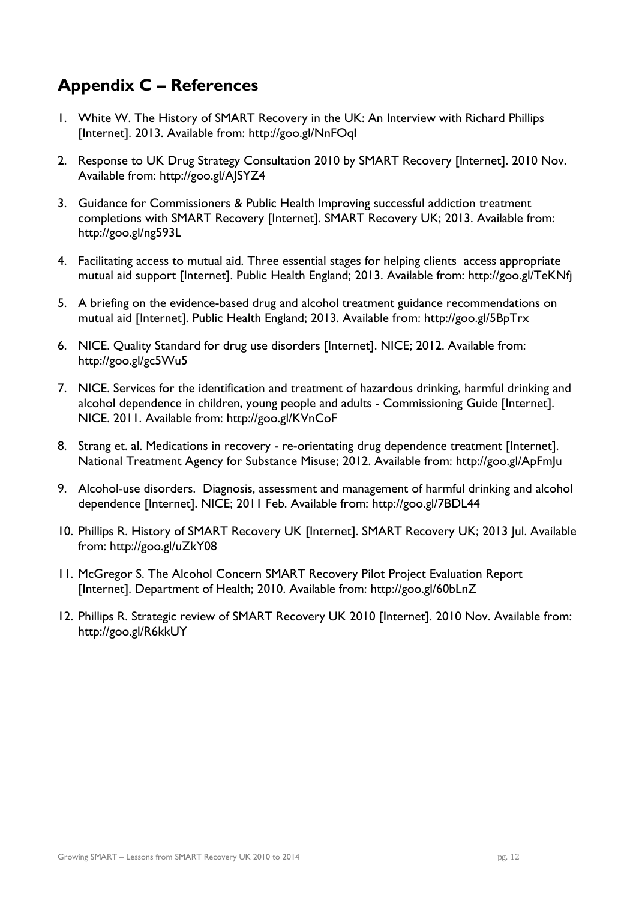## Appendix C – References

1. White W. The History of SMART Recovery in the UK: An Interview with Richard Phillips [Internet]. 2013. Available from: http://goo.gl/NnFOql

2. Response to UK Drug Strategy Consultation 2010 by SMART Recovery [Internet]. 2010 Nov. Available from: http://goo.gl/AJSYZ4

3. Guidance for Commissioners & Public Health Improving successful addiction treatment completions with SMART Recovery [Internet]. SMART Recovery UK; 2013. Available from: http://goo.gl/ng593L

4. Facilitating access to mutual aid. Three essential stages for helping clients access appropriate mutual aid support [Internet]. Public Health England; 2013. Available from: http://goo.gl/TeKNfj

5. A briefing on the evidence-based drug and alcohol treatment guidance recommendations on mutual aid [Internet]. Public Health England; 2013. Available from: http://goo.gl/5BpTrx

6. NICE. Quality Standard for drug use disorders [Internet]. NICE; 2012. Available from: http://goo.gl/gc5Wu5

7. NICE. Services for the identification and treatment of hazardous drinking, harmful drinking and alcohol dependence in children, young people and adults - Commissioning Guide [Internet]. NICE. 2011. Available from: http://goo.gl/KVnCoF

8. Strang et. al. Medications in recovery - re-orientating drug dependence treatment [Internet]. National Treatment Agency for Substance Misuse; 2012. Available from: http://goo.gl/ApFmJu

9. Alcohol-use disorders. Diagnosis, assessment and management of harmful drinking and alcohol dependence [Internet]. NICE; 2011 Feb. Available from: http://goo.gl/7BDL44

10. Phillips R. History of SMART Recovery UK [Internet]. SMART Recovery UK; 2013 Jul. Available from: http://goo.gl/uZkY08

11. McGregor S. The Alcohol Concern SMART Recovery Pilot Project Evaluation Report [Internet]. Department of Health; 2010. Available from: http://goo.gl/60bLnZ

12. Phillips R. Strategic review of SMART Recovery UK 2010 [Internet]. 2010 Nov. Available from: http://goo.gl/R6kkUY